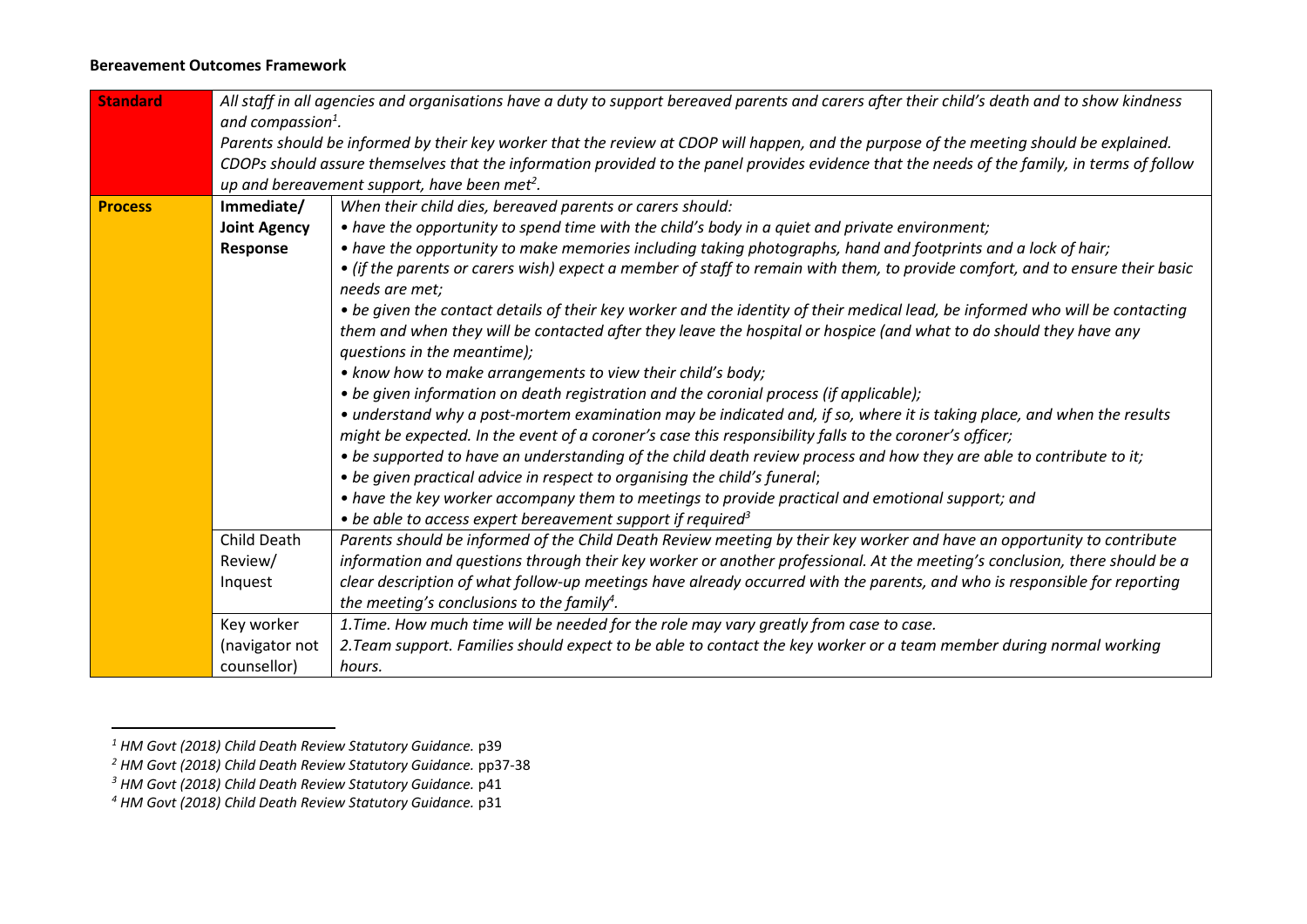**Bereavement Outcomes Framework**

| **Standard** | | |
|---|---|---|
| | *All staff in all agencies and organisations have a duty to support bereaved parents and carers after their child's death and to show kindness and compassion*[1]*.*<br>*Parents should be informed by their key worker that the review at CDOP will happen, and the purpose of the meeting should be explained.*<br>*CDOPs should assure themselves that the information provided to the panel provides evidence that the needs of the family, in terms of follow up and bereavement support, have been met*[2]*.* | |
| **Process** | **Immediate/ Joint Agency Response** | *When their child dies, bereaved parents or carers should:*<br>*• have the opportunity to spend time with the child's body in a quiet and private environment;*<br>*• have the opportunity to make memories including taking photographs, hand and footprints and a lock of hair;*<br>*• (if the parents or carers wish) expect a member of staff to remain with them, to provide comfort, and to ensure their basic needs are met;*<br>*• be given the contact details of their key worker and the identity of their medical lead, be informed who will be contacting them and when they will be contacted after they leave the hospital or hospice (and what to do should they have any questions in the meantime);*<br>*• know how to make arrangements to view their child's body;*<br>*• be given information on death registration and the coronial process (if applicable);*<br>*• understand why a post-mortem examination may be indicated and, if so, where it is taking place, and when the results might be expected. In the event of a coroner's case this responsibility falls to the coroner's officer;*<br>*• be supported to have an understanding of the child death review process and how they are able to contribute to it;*<br>*• be given practical advice in respect to organising the child's funeral;*<br>*• have the key worker accompany them to meetings to provide practical and emotional support; and*<br>*• be able to access expert bereavement support if required*[3] |
| | Child Death Review/ Inquest | *Parents should be informed of the Child Death Review meeting by their key worker and have an opportunity to contribute information and questions through their key worker or another professional. At the meeting's conclusion, there should be a clear description of what follow-up meetings have already occurred with the parents, and who is responsible for reporting the meeting's conclusions to the family*[4]*.* |
| | Key worker (navigator not counsellor) | *1.Time. How much time will be needed for the role may vary greatly from case to case.*<br>*2.Team support. Families should expect to be able to contact the key worker or a team member during normal working hours.* |

[1] *HM Govt (2018) Child Death Review Statutory Guidance.* p39

[2] *HM Govt (2018) Child Death Review Statutory Guidance.* pp37-38

[3] *HM Govt (2018) Child Death Review Statutory Guidance.* p41

[4] *HM Govt (2018) Child Death Review Statutory Guidance.* p31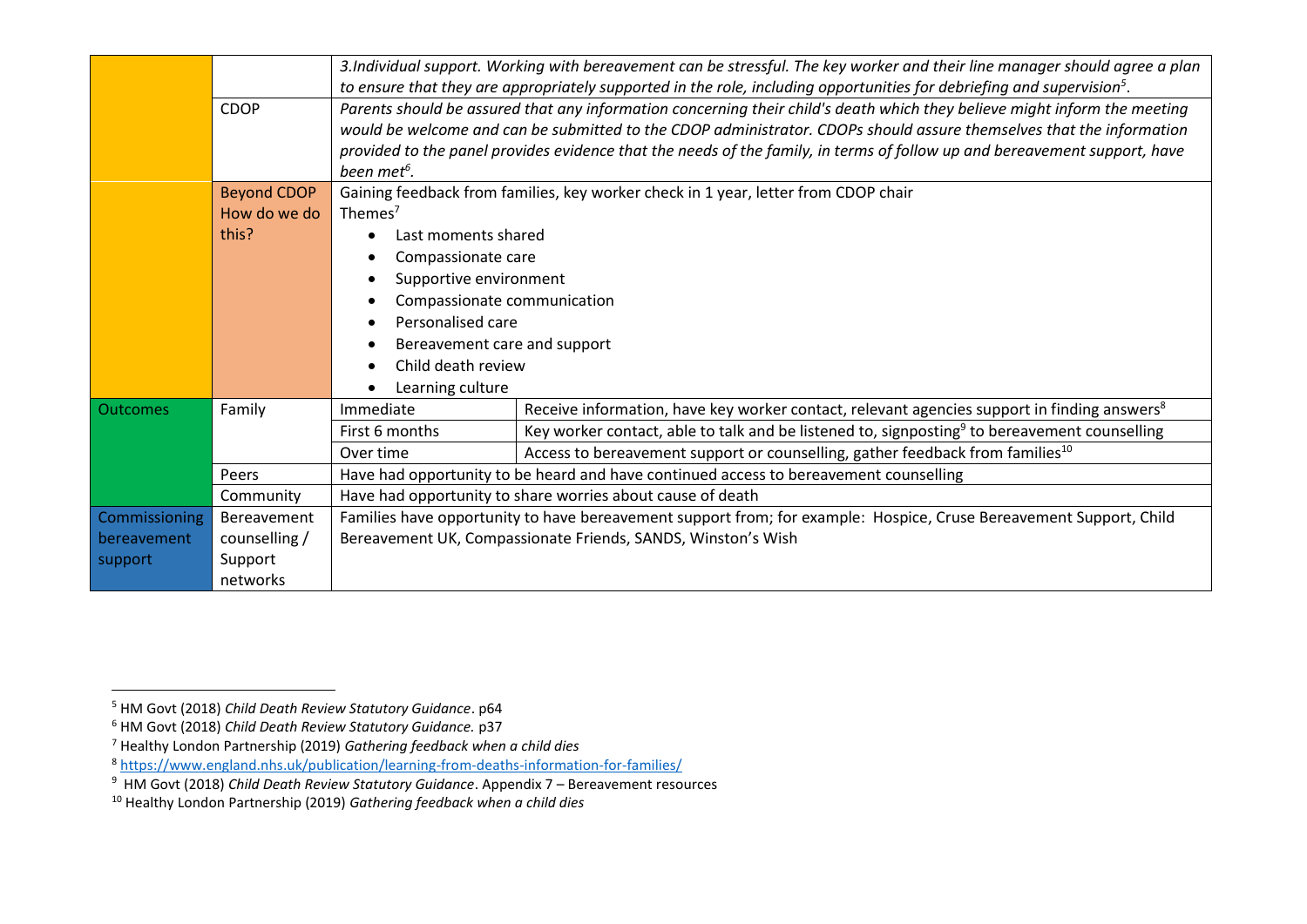| | | | |
|---|---|---|---|
| | | *3.Individual support. Working with bereavement can be stressful. The key worker and their line manager should agree a plan to ensure that they are appropriately supported in the role, including opportunities for debriefing and supervision[5].* | |
| | CDOP | *Parents should be assured that any information concerning their child's death which they believe might inform the meeting would be welcome and can be submitted to the CDOP administrator. CDOPs should assure themselves that the information provided to the panel provides evidence that the needs of the family, in terms of follow up and bereavement support, have been met[6].* | |
| | Beyond CDOP How do we do this? | Gaining feedback from families, key worker check in 1 year, letter from CDOP chair<br>Themes[7]<br>• Last moments shared<br>• Compassionate care<br>• Supportive environment<br>• Compassionate communication<br>• Personalised care<br>• Bereavement care and support<br>• Child death review<br>• Learning culture | |
| Outcomes | Family | Immediate | Receive information, have key worker contact, relevant agencies support in finding answers[8] |
| | | First 6 months | Key worker contact, able to talk and be listened to, signposting[9] to bereavement counselling |
| | | Over time | Access to bereavement support or counselling, gather feedback from families[10] |
| | Peers | Have had opportunity to be heard and have continued access to bereavement counselling | |
| | Community | Have had opportunity to share worries about cause of death | |
| Commissioning bereavement support | Bereavement counselling / Support networks | Families have opportunity to have bereavement support from; for example: Hospice, Cruse Bereavement Support, Child Bereavement UK, Compassionate Friends, SANDS, Winston's Wish | |

[5] HM Govt (2018) *Child Death Review Statutory Guidance*. p64

[6] HM Govt (2018) *Child Death Review Statutory Guidance.* p37

[7] Healthy London Partnership (2019) *Gathering feedback when a child dies*

[8] https://www.england.nhs.uk/publication/learning-from-deaths-information-for-families/

[9] HM Govt (2018) *Child Death Review Statutory Guidance*. Appendix 7 – Bereavement resources

[10] Healthy London Partnership (2019) *Gathering feedback when a child dies*